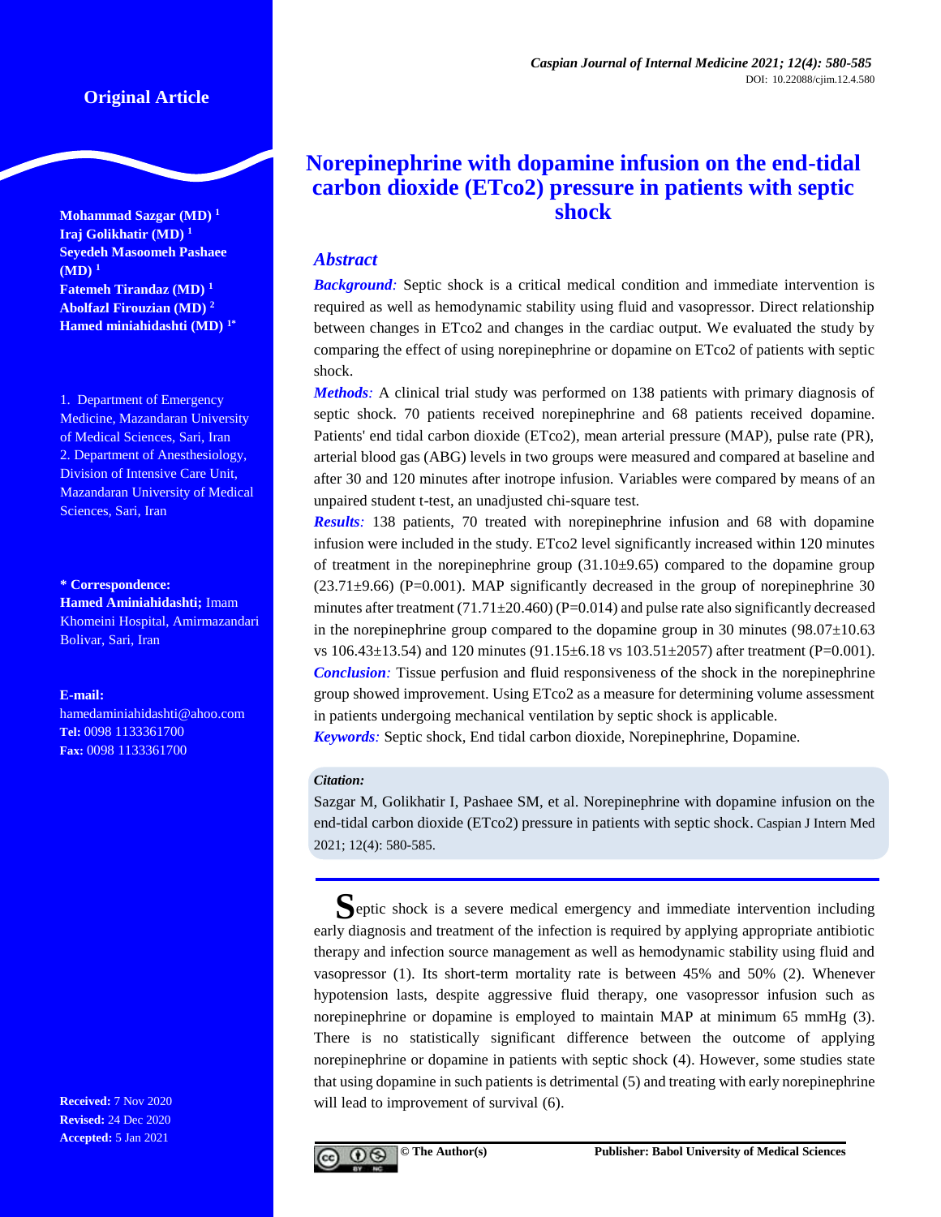Original Article

# Norepinephrine with dopamine infusion on the end-tidal carbon dioxide (ETco2) pressure in patients with septic shock

**Mohammad Sazgar (MD)** [1]
**Iraj Golikhatir (MD)** [1]
**Seyedeh Masoomeh Pashaee (MD)** [1]
**Fatemeh Tirandaz (MD)** [1]
**Abolfazl Firouzian (MD)** [2]
**Hamed miniahidashti (MD)** [1*]

1. Department of Emergency Medicine, Mazandaran University of Medical Sciences, Sari, Iran
2. Department of Anesthesiology, Division of Intensive Care Unit, Mazandaran University of Medical Sciences, Sari, Iran

**\* Correspondence:**
**Hamed Aminiahidashti;** Imam Khomeini Hospital, Amirmazandari Bolivar, Sari, Iran

**E-mail:**
hamedaminiahidashti@ahoo.com
**Tel:** 0098 1133361700
**Fax:** 0098 1133361700

**Received:** 7 Nov 2020
**Revised:** 24 Dec 2020
**Accepted:** 5 Jan 2021

## *Abstract*

***Background:*** Septic shock is a critical medical condition and immediate intervention is required as well as hemodynamic stability using fluid and vasopressor. Direct relationship between changes in ETco2 and changes in the cardiac output. We evaluated the study by comparing the effect of using norepinephrine or dopamine on ETco2 of patients with septic shock.

***Methods:*** A clinical trial study was performed on 138 patients with primary diagnosis of septic shock. 70 patients received norepinephrine and 68 patients received dopamine. Patients' end tidal carbon dioxide (ETco2), mean arterial pressure (MAP), pulse rate (PR), arterial blood gas (ABG) levels in two groups were measured and compared at baseline and after 30 and 120 minutes after inotrope infusion. Variables were compared by means of an unpaired student t-test, an unadjusted chi-square test.

***Results:*** 138 patients, 70 treated with norepinephrine infusion and 68 with dopamine infusion were included in the study. ETco2 level significantly increased within 120 minutes of treatment in the norepinephrine group (31.10±9.65) compared to the dopamine group (23.71±9.66) (P=0.001). MAP significantly decreased in the group of norepinephrine 30 minutes after treatment (71.71±20.460) (P=0.014) and pulse rate also significantly decreased in the norepinephrine group compared to the dopamine group in 30 minutes (98.07±10.63 vs 106.43±13.54) and 120 minutes (91.15±6.18 vs 103.51±2057) after treatment (P=0.001).

***Conclusion:*** Tissue perfusion and fluid responsiveness of the shock in the norepinephrine group showed improvement. Using ETco2 as a measure for determining volume assessment in patients undergoing mechanical ventilation by septic shock is applicable.

***Keywords:*** Septic shock, End tidal carbon dioxide, Norepinephrine, Dopamine.

***Citation:***
Sazgar M, Golikhatir I, Pashaee SM, et al. Norepinephrine with dopamine infusion on the end-tidal carbon dioxide (ETco2) pressure in patients with septic shock. Caspian J Intern Med 2021; 12(4): 580-585.

Septic shock is a severe medical emergency and immediate intervention including early diagnosis and treatment of the infection is required by applying appropriate antibiotic therapy and infection source management as well as hemodynamic stability using fluid and vasopressor (1). Its short-term mortality rate is between 45% and 50% (2). Whenever hypotension lasts, despite aggressive fluid therapy, one vasopressor infusion such as norepinephrine or dopamine is employed to maintain MAP at minimum 65 mmHg (3). There is no statistically significant difference between the outcome of applying norepinephrine or dopamine in patients with septic shock (4). However, some studies state that using dopamine in such patients is detrimental (5) and treating with early norepinephrine will lead to improvement of survival (6).

© The Author(s) Publisher: Babol University of Medical Sciences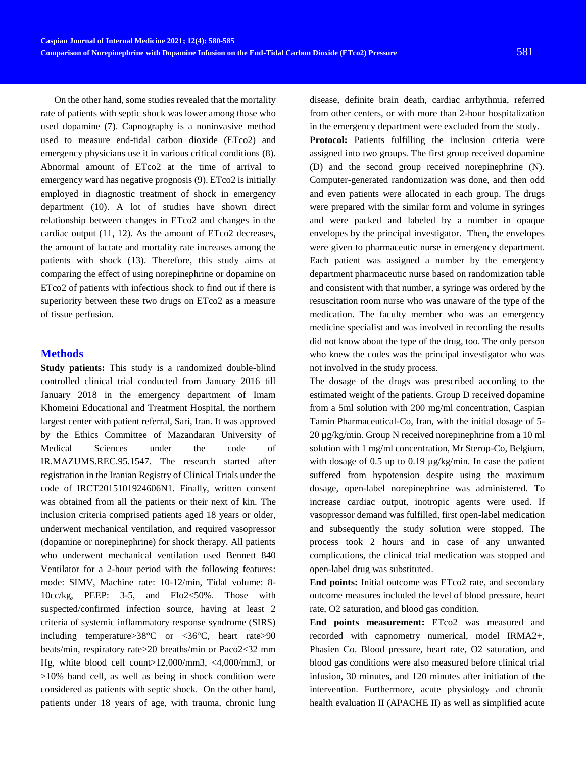On the other hand, some studies revealed that the mortality rate of patients with septic shock was lower among those who used dopamine (7). Capnography is a noninvasive method used to measure end-tidal carbon dioxide (ETco2) and emergency physicians use it in various critical conditions (8). Abnormal amount of ETco2 at the time of arrival to emergency ward has negative prognosis (9). ETco2 is initially employed in diagnostic treatment of shock in emergency department (10). A lot of studies have shown direct relationship between changes in ETco2 and changes in the cardiac output (11, 12). As the amount of ETco2 decreases, the amount of lactate and mortality rate increases among the patients with shock (13). Therefore, this study aims at comparing the effect of using norepinephrine or dopamine on ETco2 of patients with infectious shock to find out if there is superiority between these two drugs on ETco2 as a measure of tissue perfusion.

## Methods

**Study patients:** This study is a randomized double-blind controlled clinical trial conducted from January 2016 till January 2018 in the emergency department of Imam Khomeini Educational and Treatment Hospital, the northern largest center with patient referral, Sari, Iran. It was approved by the Ethics Committee of Mazandaran University of Medical Sciences under the code of IR.MAZUMS.REC.95.1547. The research started after registration in the Iranian Registry of Clinical Trials under the code of IRCT2015101924606N1. Finally, written consent was obtained from all the patients or their next of kin. The inclusion criteria comprised patients aged 18 years or older, underwent mechanical ventilation, and required vasopressor (dopamine or norepinephrine) for shock therapy. All patients who underwent mechanical ventilation used Bennett 840 Ventilator for a 2-hour period with the following features: mode: SIMV, Machine rate: 10-12/min, Tidal volume: 8-10cc/kg, PEEP: 3-5, and FIo2<50%. Those with suspected/confirmed infection source, having at least 2 criteria of systemic inflammatory response syndrome (SIRS) including temperature>38°C or <36°C, heart rate>90 beats/min, respiratory rate>20 breaths/min or Paco2<32 mm Hg, white blood cell count>12,000/mm3, <4,000/mm3, or >10% band cell, as well as being in shock condition were considered as patients with septic shock. On the other hand, patients under 18 years of age, with trauma, chronic lung disease, definite brain death, cardiac arrhythmia, referred from other centers, or with more than 2-hour hospitalization in the emergency department were excluded from the study.

**Protocol:** Patients fulfilling the inclusion criteria were assigned into two groups. The first group received dopamine (D) and the second group received norepinephrine (N). Computer-generated randomization was done, and then odd and even patients were allocated in each group. The drugs were prepared with the similar form and volume in syringes and were packed and labeled by a number in opaque envelopes by the principal investigator. Then, the envelopes were given to pharmaceutic nurse in emergency department. Each patient was assigned a number by the emergency department pharmaceutic nurse based on randomization table and consistent with that number, a syringe was ordered by the resuscitation room nurse who was unaware of the type of the medication. The faculty member who was an emergency medicine specialist and was involved in recording the results did not know about the type of the drug, too. The only person who knew the codes was the principal investigator who was not involved in the study process.

The dosage of the drugs was prescribed according to the estimated weight of the patients. Group D received dopamine from a 5ml solution with 200 mg/ml concentration, Caspian Tamin Pharmaceutical-Co, Iran, with the initial dosage of 5-20 µg/kg/min. Group N received norepinephrine from a 10 ml solution with 1 mg/ml concentration, Mr Sterop-Co, Belgium, with dosage of 0.5 up to 0.19 µg/kg/min. In case the patient suffered from hypotension despite using the maximum dosage, open-label norepinephrine was administered. To increase cardiac output, inotropic agents were used. If vasopressor demand was fulfilled, first open-label medication and subsequently the study solution were stopped. The process took 2 hours and in case of any unwanted complications, the clinical trial medication was stopped and open-label drug was substituted.

**End points:** Initial outcome was ETco2 rate, and secondary outcome measures included the level of blood pressure, heart rate, O2 saturation, and blood gas condition.

**End points measurement:** ETco2 was measured and recorded with capnometry numerical, model IRMA2+, Phasien Co. Blood pressure, heart rate, O2 saturation, and blood gas conditions were also measured before clinical trial infusion, 30 minutes, and 120 minutes after initiation of the intervention. Furthermore, acute physiology and chronic health evaluation II (APACHE II) as well as simplified acute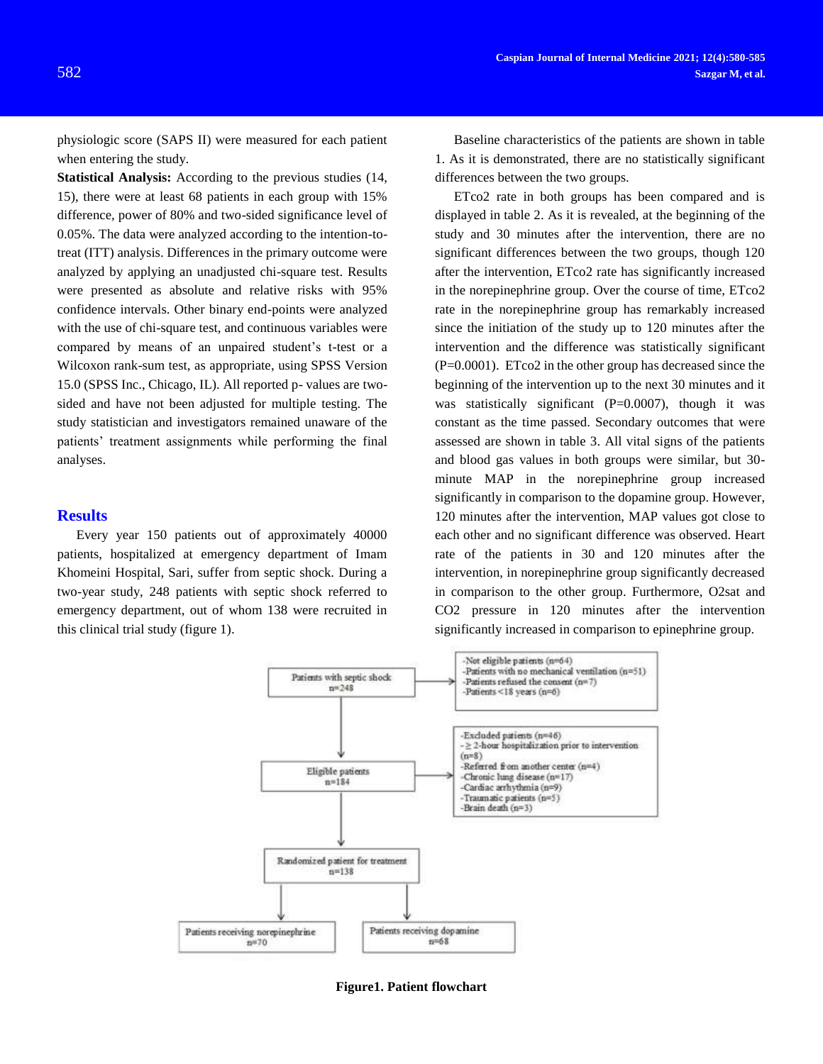physiologic score (SAPS II) were measured for each patient when entering the study.

**Statistical Analysis:** According to the previous studies (14, 15), there were at least 68 patients in each group with 15% difference, power of 80% and two-sided significance level of 0.05%. The data were analyzed according to the intention-to-treat (ITT) analysis. Differences in the primary outcome were analyzed by applying an unadjusted chi-square test. Results were presented as absolute and relative risks with 95% confidence intervals. Other binary end-points were analyzed with the use of chi-square test, and continuous variables were compared by means of an unpaired student's t-test or a Wilcoxon rank-sum test, as appropriate, using SPSS Version 15.0 (SPSS Inc., Chicago, IL). All reported p- values are two-sided and have not been adjusted for multiple testing. The study statistician and investigators remained unaware of the patients' treatment assignments while performing the final analyses.

## Results

Every year 150 patients out of approximately 40000 patients, hospitalized at emergency department of Imam Khomeini Hospital, Sari, suffer from septic shock. During a two-year study, 248 patients with septic shock referred to emergency department, out of whom 138 were recruited in this clinical trial study (figure 1).

Baseline characteristics of the patients are shown in table 1. As it is demonstrated, there are no statistically significant differences between the two groups.

ETco2 rate in both groups has been compared and is displayed in table 2. As it is revealed, at the beginning of the study and 30 minutes after the intervention, there are no significant differences between the two groups, though 120 after the intervention, ETco2 rate has significantly increased in the norepinephrine group. Over the course of time, ETco2 rate in the norepinephrine group has remarkably increased since the initiation of the study up to 120 minutes after the intervention and the difference was statistically significant (P=0.0001). ETco2 in the other group has decreased since the beginning of the intervention up to the next 30 minutes and it was statistically significant (P=0.0007), though it was constant as the time passed. Secondary outcomes that were assessed are shown in table 3. All vital signs of the patients and blood gas values in both groups were similar, but 30-minute MAP in the norepinephrine group increased significantly in comparison to the dopamine group. However, 120 minutes after the intervention, MAP values got close to each other and no significant difference was observed. Heart rate of the patients in 30 and 120 minutes after the intervention, in norepinephrine group significantly decreased in comparison to the other group. Furthermore, O2sat and CO2 pressure in 120 minutes after the intervention significantly increased in comparison to epinephrine group.

```
Patients with septic shock (n=248)
  -> Not eligible patients (n=64)
     -Patients with no mechanical ventilation (n=51)
     -Patients refused the consent (n=7)
     -Patients <18 years (n=6)
        |
Eligible patients (n=184)
  -> Excluded patients (n=46)
     - ≥ 2-hour hospitalization prior to intervention (n=8)
     -Referred from another center (n=4)
     -Chronic lung disease (n=17)
     -Cardiac arrhythmia (n=9)
     -Traumatic patients (n=5)
     -Brain death (n=3)
        |
Randomized patient for treatment (n=138)
   |                                         |
Patients receiving norepinephrine (n=70)   Patients receiving dopamine (n=68)
```

**Figure1. Patient flowchart**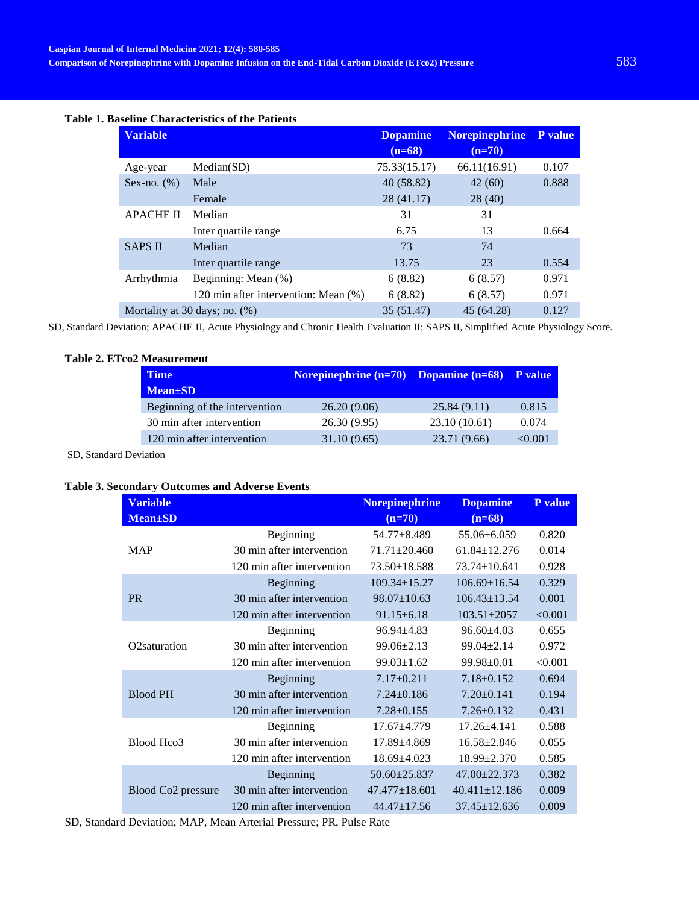**Table 1. Baseline Characteristics of the Patients**

| Variable | | Dopamine (n=68) | Norepinephrine (n=70) | P value |
|---|---|---|---|---|
| Age-year | Median(SD) | 75.33(15.17) | 66.11(16.91) | 0.107 |
| Sex-no. (%) | Male | 40 (58.82) | 42 (60) | 0.888 |
| | Female | 28 (41.17) | 28 (40) | |
| APACHE II | Median | 31 | 31 | |
| | Inter quartile range | 6.75 | 13 | 0.664 |
| SAPS II | Median | 73 | 74 | |
| | Inter quartile range | 13.75 | 23 | 0.554 |
| Arrhythmia | Beginning: Mean (%) | 6 (8.82) | 6 (8.57) | 0.971 |
| | 120 min after intervention: Mean (%) | 6 (8.82) | 6 (8.57) | 0.971 |
| Mortality at 30 days; no. (%) | | 35 (51.47) | 45 (64.28) | 0.127 |

SD, Standard Deviation; APACHE II, Acute Physiology and Chronic Health Evaluation II; SAPS II, Simplified Acute Physiology Score.

**Table 2. ETco2 Measurement**

| Time Mean±SD | Norepinephrine (n=70) | Dopamine (n=68) | P value |
|---|---|---|---|
| Beginning of the intervention | 26.20 (9.06) | 25.84 (9.11) | 0.815 |
| 30 min after intervention | 26.30 (9.95) | 23.10 (10.61) | 0.074 |
| 120 min after intervention | 31.10 (9.65) | 23.71 (9.66) | <0.001 |

SD, Standard Deviation

**Table 3. Secondary Outcomes and Adverse Events**

| Variable Mean±SD | | Norepinephrine (n=70) | Dopamine (n=68) | P value |
|---|---|---|---|---|
| MAP | Beginning | 54.77±8.489 | 55.06±6.059 | 0.820 |
| | 30 min after intervention | 71.71±20.460 | 61.84±12.276 | 0.014 |
| | 120 min after intervention | 73.50±18.588 | 73.74±10.641 | 0.928 |
| PR | Beginning | 109.34±15.27 | 106.69±16.54 | 0.329 |
| | 30 min after intervention | 98.07±10.63 | 106.43±13.54 | 0.001 |
| | 120 min after intervention | 91.15±6.18 | 103.51±2057 | <0.001 |
| O2saturation | Beginning | 96.94±4.83 | 96.60±4.03 | 0.655 |
| | 30 min after intervention | 99.06±2.13 | 99.04±2.14 | 0.972 |
| | 120 min after intervention | 99.03±1.62 | 99.98±0.01 | <0.001 |
| Blood PH | Beginning | 7.17±0.211 | 7.18±0.152 | 0.694 |
| | 30 min after intervention | 7.24±0.186 | 7.20±0.141 | 0.194 |
| | 120 min after intervention | 7.28±0.155 | 7.26±0.132 | 0.431 |
| Blood Hco3 | Beginning | 17.67±4.779 | 17.26±4.141 | 0.588 |
| | 30 min after intervention | 17.89±4.869 | 16.58±2.846 | 0.055 |
| | 120 min after intervention | 18.69±4.023 | 18.99±2.370 | 0.585 |
| Blood Co2 pressure | Beginning | 50.60±25.837 | 47.00±22.373 | 0.382 |
| | 30 min after intervention | 47.477±18.601 | 40.411±12.186 | 0.009 |
| | 120 min after intervention | 44.47±17.56 | 37.45±12.636 | 0.009 |

SD, Standard Deviation; MAP, Mean Arterial Pressure; PR, Pulse Rate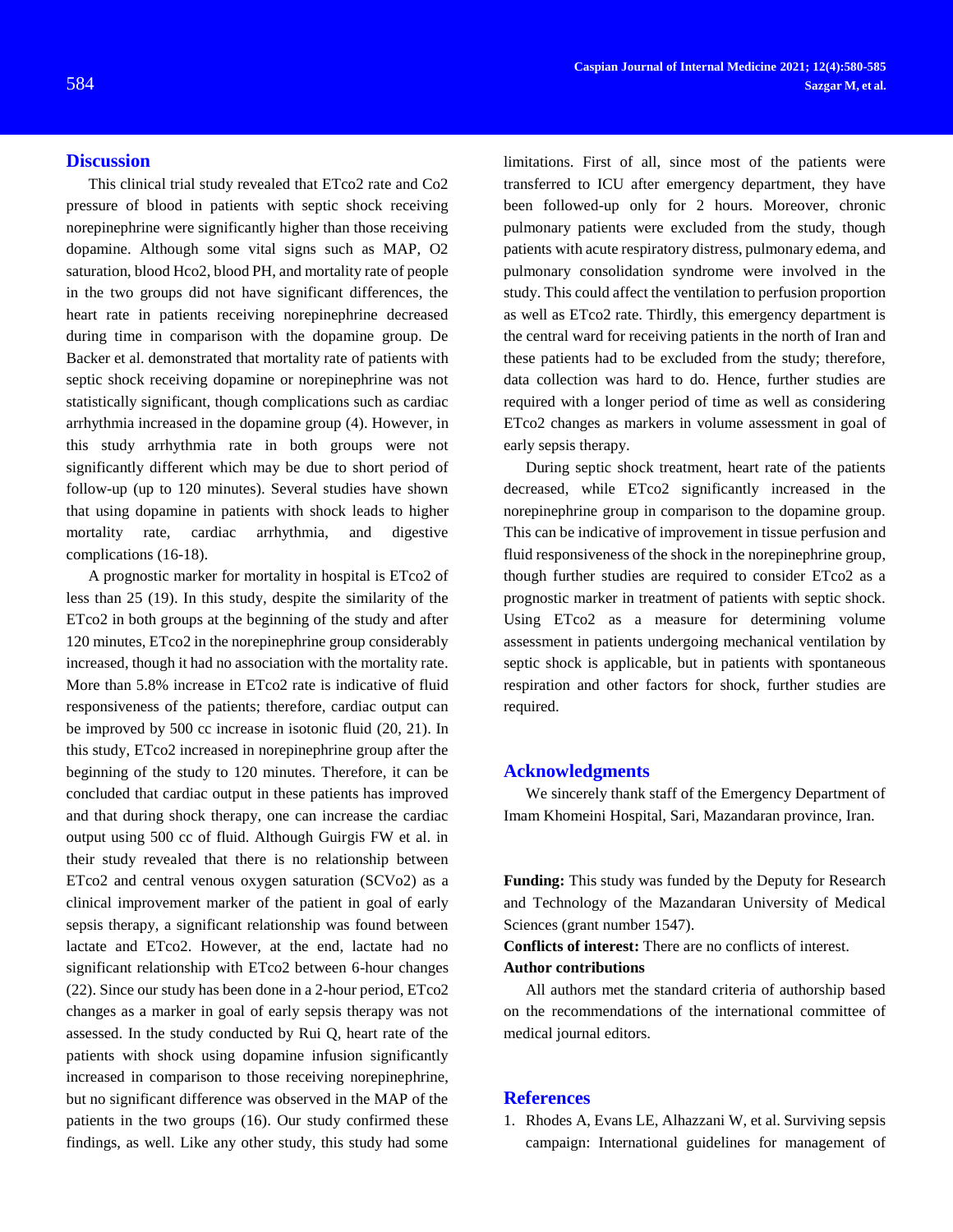## Discussion

This clinical trial study revealed that ETco2 rate and Co2 pressure of blood in patients with septic shock receiving norepinephrine were significantly higher than those receiving dopamine. Although some vital signs such as MAP, O2 saturation, blood Hco2, blood PH, and mortality rate of people in the two groups did not have significant differences, the heart rate in patients receiving norepinephrine decreased during time in comparison with the dopamine group. De Backer et al. demonstrated that mortality rate of patients with septic shock receiving dopamine or norepinephrine was not statistically significant, though complications such as cardiac arrhythmia increased in the dopamine group (4). However, in this study arrhythmia rate in both groups were not significantly different which may be due to short period of follow-up (up to 120 minutes). Several studies have shown that using dopamine in patients with shock leads to higher mortality rate, cardiac arrhythmia, and digestive complications (16-18).

A prognostic marker for mortality in hospital is ETco2 of less than 25 (19). In this study, despite the similarity of the ETco2 in both groups at the beginning of the study and after 120 minutes, ETco2 in the norepinephrine group considerably increased, though it had no association with the mortality rate. More than 5.8% increase in ETco2 rate is indicative of fluid responsiveness of the patients; therefore, cardiac output can be improved by 500 cc increase in isotonic fluid (20, 21). In this study, ETco2 increased in norepinephrine group after the beginning of the study to 120 minutes. Therefore, it can be concluded that cardiac output in these patients has improved and that during shock therapy, one can increase the cardiac output using 500 cc of fluid. Although Guirgis FW et al. in their study revealed that there is no relationship between ETco2 and central venous oxygen saturation (SCVo2) as a clinical improvement marker of the patient in goal of early sepsis therapy, a significant relationship was found between lactate and ETco2. However, at the end, lactate had no significant relationship with ETco2 between 6-hour changes (22). Since our study has been done in a 2-hour period, ETco2 changes as a marker in goal of early sepsis therapy was not assessed. In the study conducted by Rui Q, heart rate of the patients with shock using dopamine infusion significantly increased in comparison to those receiving norepinephrine, but no significant difference was observed in the MAP of the patients in the two groups (16). Our study confirmed these findings, as well. Like any other study, this study had some limitations. First of all, since most of the patients were transferred to ICU after emergency department, they have been followed-up only for 2 hours. Moreover, chronic pulmonary patients were excluded from the study, though patients with acute respiratory distress, pulmonary edema, and pulmonary consolidation syndrome were involved in the study. This could affect the ventilation to perfusion proportion as well as ETco2 rate. Thirdly, this emergency department is the central ward for receiving patients in the north of Iran and these patients had to be excluded from the study; therefore, data collection was hard to do. Hence, further studies are required with a longer period of time as well as considering ETco2 changes as markers in volume assessment in goal of early sepsis therapy.

During septic shock treatment, heart rate of the patients decreased, while ETco2 significantly increased in the norepinephrine group in comparison to the dopamine group. This can be indicative of improvement in tissue perfusion and fluid responsiveness of the shock in the norepinephrine group, though further studies are required to consider ETco2 as a prognostic marker in treatment of patients with septic shock. Using ETco2 as a measure for determining volume assessment in patients undergoing mechanical ventilation by septic shock is applicable, but in patients with spontaneous respiration and other factors for shock, further studies are required.

## Acknowledgments

We sincerely thank staff of the Emergency Department of Imam Khomeini Hospital, Sari, Mazandaran province, Iran.

**Funding:** This study was funded by the Deputy for Research and Technology of the Mazandaran University of Medical Sciences (grant number 1547).

**Conflicts of interest:** There are no conflicts of interest.

**Author contributions**

All authors met the standard criteria of authorship based on the recommendations of the international committee of medical journal editors.

## References

1. Rhodes A, Evans LE, Alhazzani W, et al. Surviving sepsis campaign: International guidelines for management of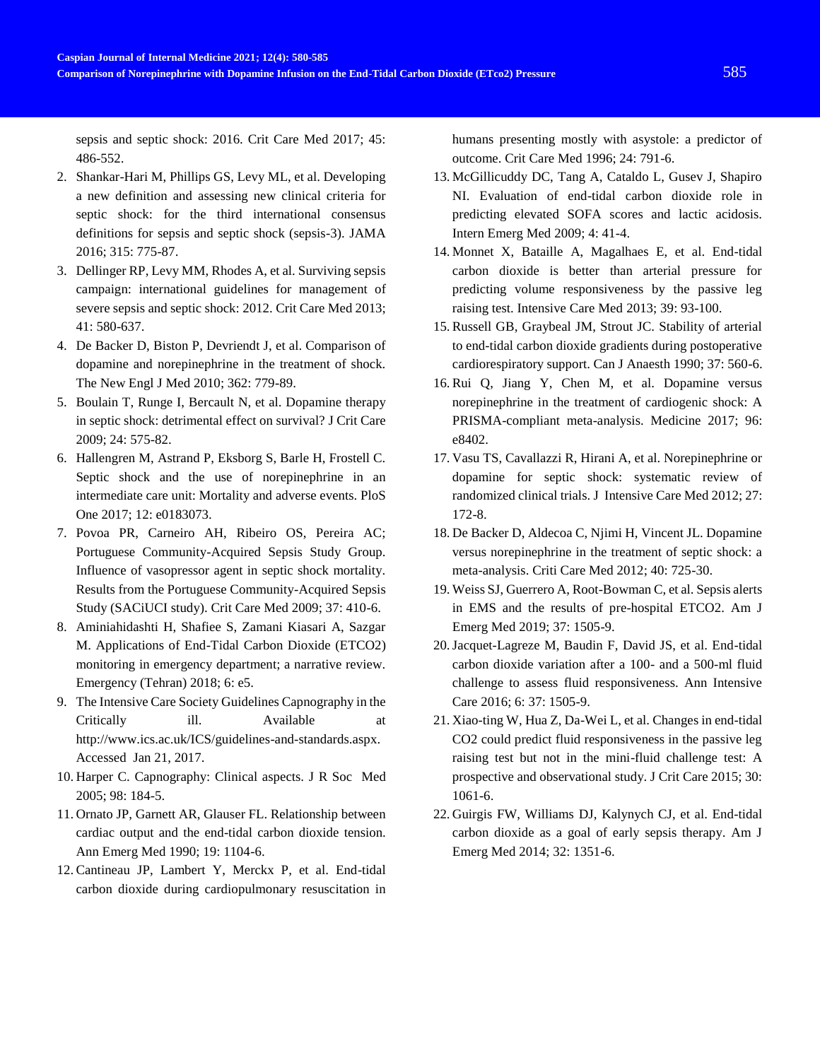sepsis and septic shock: 2016. Crit Care Med 2017; 45: 486-552.

2. Shankar-Hari M, Phillips GS, Levy ML, et al. Developing a new definition and assessing new clinical criteria for septic shock: for the third international consensus definitions for sepsis and septic shock (sepsis-3). JAMA 2016; 315: 775-87.
3. Dellinger RP, Levy MM, Rhodes A, et al. Surviving sepsis campaign: international guidelines for management of severe sepsis and septic shock: 2012. Crit Care Med 2013; 41: 580-637.
4. De Backer D, Biston P, Devriendt J, et al. Comparison of dopamine and norepinephrine in the treatment of shock. The New Engl J Med 2010; 362: 779-89.
5. Boulain T, Runge I, Bercault N, et al. Dopamine therapy in septic shock: detrimental effect on survival? J Crit Care 2009; 24: 575-82.
6. Hallengren M, Astrand P, Eksborg S, Barle H, Frostell C. Septic shock and the use of norepinephrine in an intermediate care unit: Mortality and adverse events. PloS One 2017; 12: e0183073.
7. Povoa PR, Carneiro AH, Ribeiro OS, Pereira AC; Portuguese Community-Acquired Sepsis Study Group. Influence of vasopressor agent in septic shock mortality. Results from the Portuguese Community-Acquired Sepsis Study (SACiUCI study). Crit Care Med 2009; 37: 410-6.
8. Aminiahidashti H, Shafiee S, Zamani Kiasari A, Sazgar M. Applications of End-Tidal Carbon Dioxide (ETCO2) monitoring in emergency department; a narrative review. Emergency (Tehran) 2018; 6: e5.
9. The Intensive Care Society Guidelines Capnography in the Critically ill. Available at http://www.ics.ac.uk/ICS/guidelines-and-standards.aspx. Accessed Jan 21, 2017.
10. Harper C. Capnography: Clinical aspects. J R Soc Med 2005; 98: 184-5.
11. Ornato JP, Garnett AR, Glauser FL. Relationship between cardiac output and the end-tidal carbon dioxide tension. Ann Emerg Med 1990; 19: 1104-6.
12. Cantineau JP, Lambert Y, Merckx P, et al. End-tidal carbon dioxide during cardiopulmonary resuscitation in humans presenting mostly with asystole: a predictor of outcome. Crit Care Med 1996; 24: 791-6.
13. McGillicuddy DC, Tang A, Cataldo L, Gusev J, Shapiro NI. Evaluation of end-tidal carbon dioxide role in predicting elevated SOFA scores and lactic acidosis. Intern Emerg Med 2009; 4: 41-4.
14. Monnet X, Bataille A, Magalhaes E, et al. End-tidal carbon dioxide is better than arterial pressure for predicting volume responsiveness by the passive leg raising test. Intensive Care Med 2013; 39: 93-100.
15. Russell GB, Graybeal JM, Strout JC. Stability of arterial to end-tidal carbon dioxide gradients during postoperative cardiorespiratory support. Can J Anaesth 1990; 37: 560-6.
16. Rui Q, Jiang Y, Chen M, et al. Dopamine versus norepinephrine in the treatment of cardiogenic shock: A PRISMA-compliant meta-analysis. Medicine 2017; 96: e8402.
17. Vasu TS, Cavallazzi R, Hirani A, et al. Norepinephrine or dopamine for septic shock: systematic review of randomized clinical trials. J Intensive Care Med 2012; 27: 172-8.
18. De Backer D, Aldecoa C, Njimi H, Vincent JL. Dopamine versus norepinephrine in the treatment of septic shock: a meta-analysis. Criti Care Med 2012; 40: 725-30.
19. Weiss SJ, Guerrero A, Root-Bowman C, et al. Sepsis alerts in EMS and the results of pre-hospital ETCO2. Am J Emerg Med 2019; 37: 1505-9.
20. Jacquet-Lagreze M, Baudin F, David JS, et al. End-tidal carbon dioxide variation after a 100- and a 500-ml fluid challenge to assess fluid responsiveness. Ann Intensive Care 2016; 6: 37: 1505-9.
21. Xiao-ting W, Hua Z, Da-Wei L, et al. Changes in end-tidal CO2 could predict fluid responsiveness in the passive leg raising test but not in the mini-fluid challenge test: A prospective and observational study. J Crit Care 2015; 30: 1061-6.
22. Guirgis FW, Williams DJ, Kalynych CJ, et al. End-tidal carbon dioxide as a goal of early sepsis therapy. Am J Emerg Med 2014; 32: 1351-6.